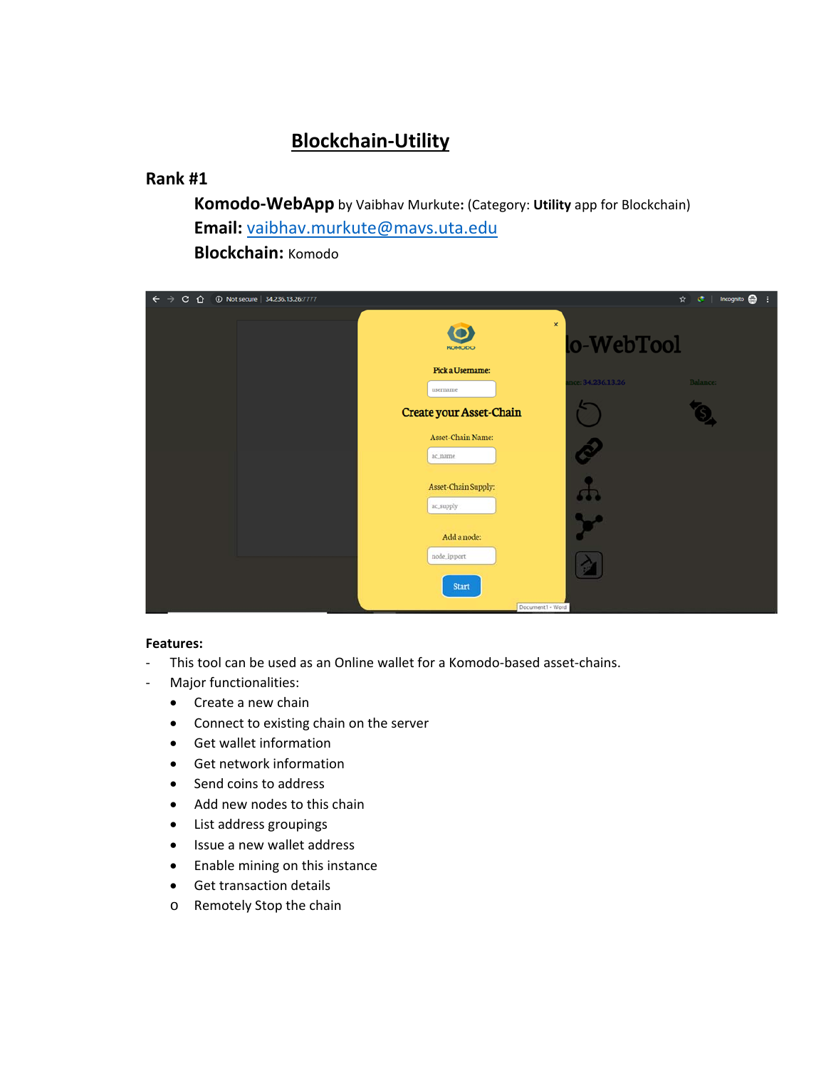# Blockchain-Utility

## Rank #1

**Komodo-WebApp** by Vaibhav Murkute**:** (Category: **Utility** app for Blockchain)

**Email:** vaibhav.murkute@mavs.uta.edu

**Blockchain:** Komodo

**Features:**

- This tool can be used as an Online wallet for a Komodo-based asset-chains.
- Major functionalities:
  - Create a new chain
  - Connect to existing chain on the server
  - Get wallet information
  - Get network information
  - Send coins to address
  - Add new nodes to this chain
  - List address groupings
  - Issue a new wallet address
  - Enable mining on this instance
  - Get transaction details
  - Remotely Stop the chain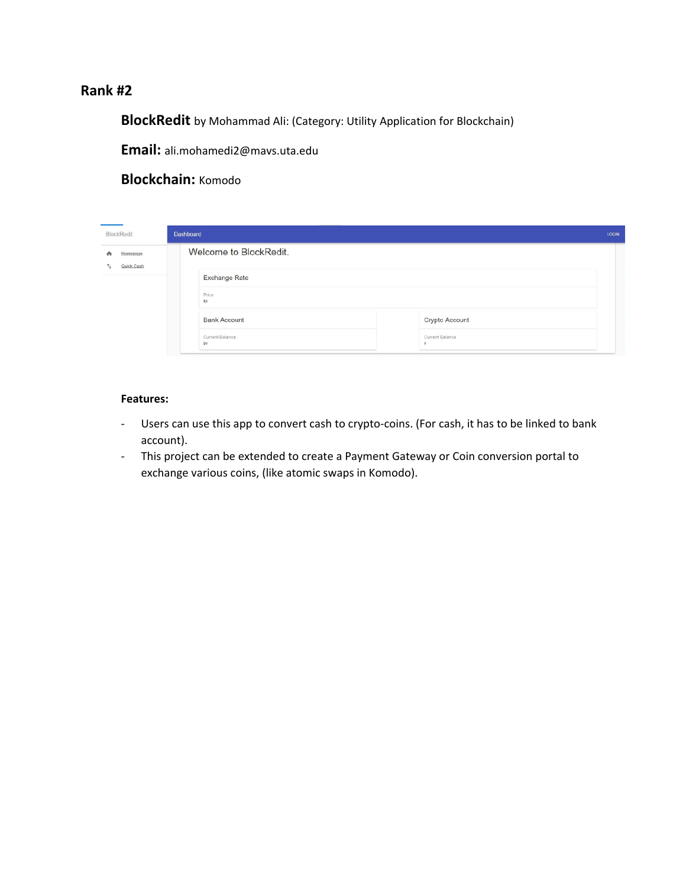## Rank #2

**BlockRedit** by Mohammad Ali: (Category: Utility Application for Blockchain)

**Email:** ali.mohamedi2@mavs.uta.edu

**Blockchain:** Komodo

**Features:**

- Users can use this app to convert cash to crypto-coins. (For cash, it has to be linked to bank account).
- This project can be extended to create a Payment Gateway or Coin conversion portal to exchange various coins, (like atomic swaps in Komodo).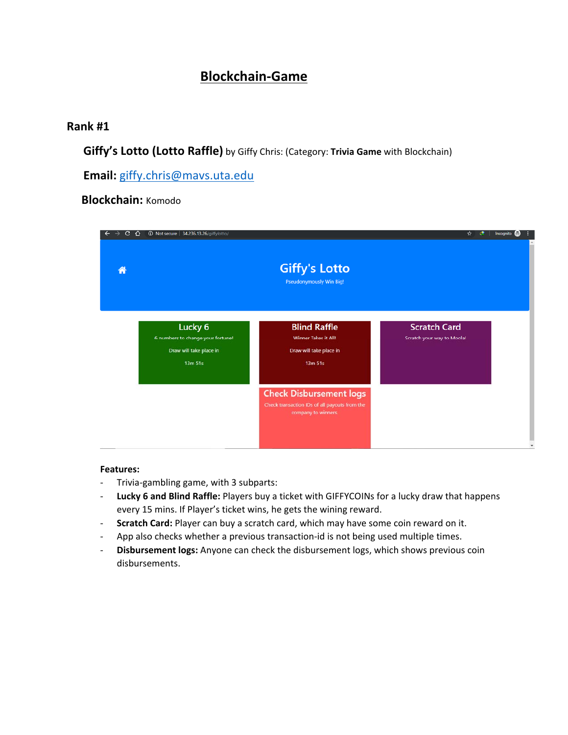# Blockchain-Game

## Rank #1

**Giffy's Lotto (Lotto Raffle)** by Giffy Chris: (Category: **Trivia Game** with Blockchain)

**Email:** giffy.chris@mavs.uta.edu

**Blockchain:** Komodo

**Features:**

- Trivia-gambling game, with 3 subparts:
- **Lucky 6 and Blind Raffle:** Players buy a ticket with GIFFYCOINs for a lucky draw that happens every 15 mins. If Player's ticket wins, he gets the wining reward.
- **Scratch Card:** Player can buy a scratch card, which may have some coin reward on it.
- App also checks whether a previous transaction-id is not being used multiple times.
- **Disbursement logs:** Anyone can check the disbursement logs, which shows previous coin disbursements.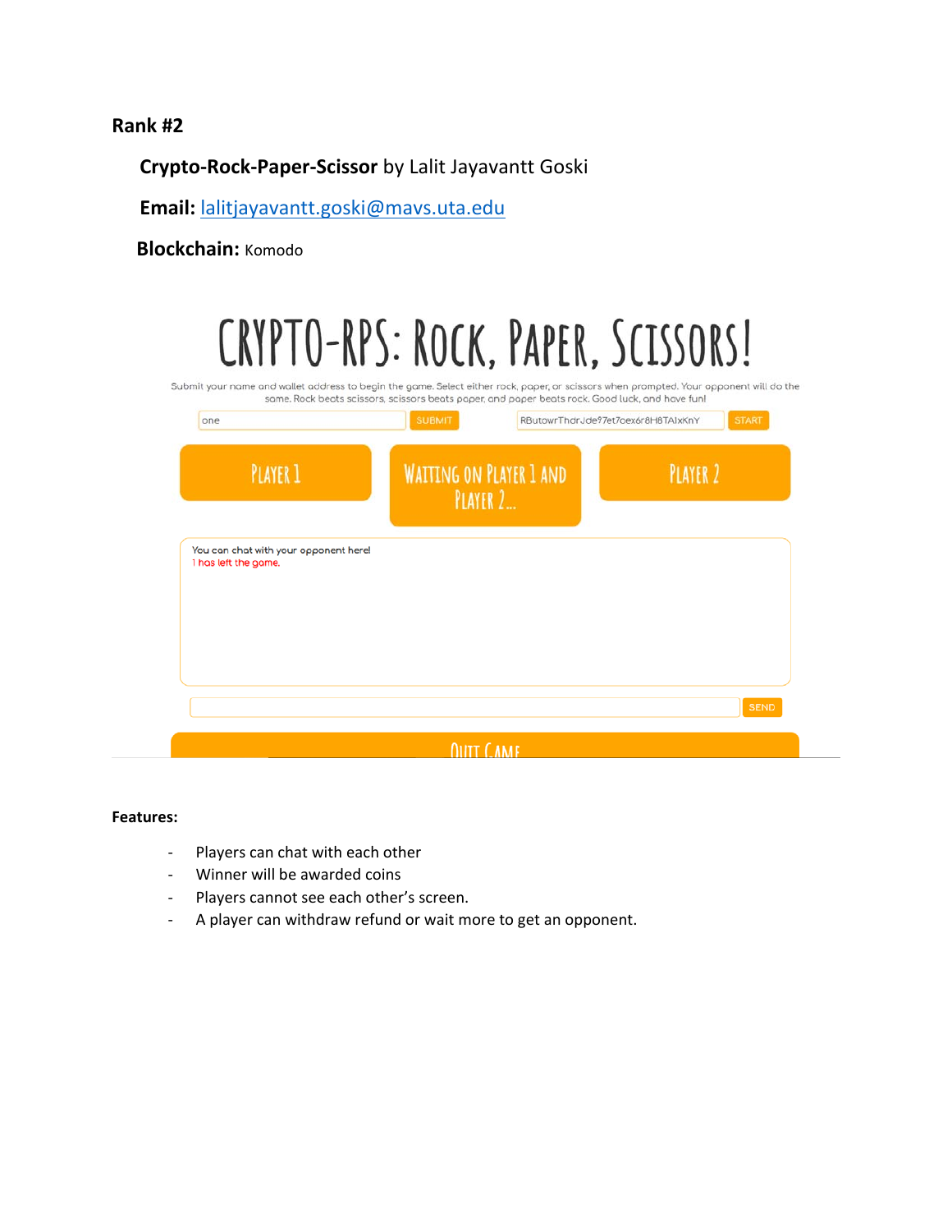**Rank #2**

**Crypto-Rock-Paper-Scissor** by Lalit Jayavantt Goski

**Email:** lalitjayavantt.goski@mavs.uta.edu

**Blockchain:** Komodo

**Features:**

- Players can chat with each other
- Winner will be awarded coins
- Players cannot see each other's screen.
- A player can withdraw refund or wait more to get an opponent.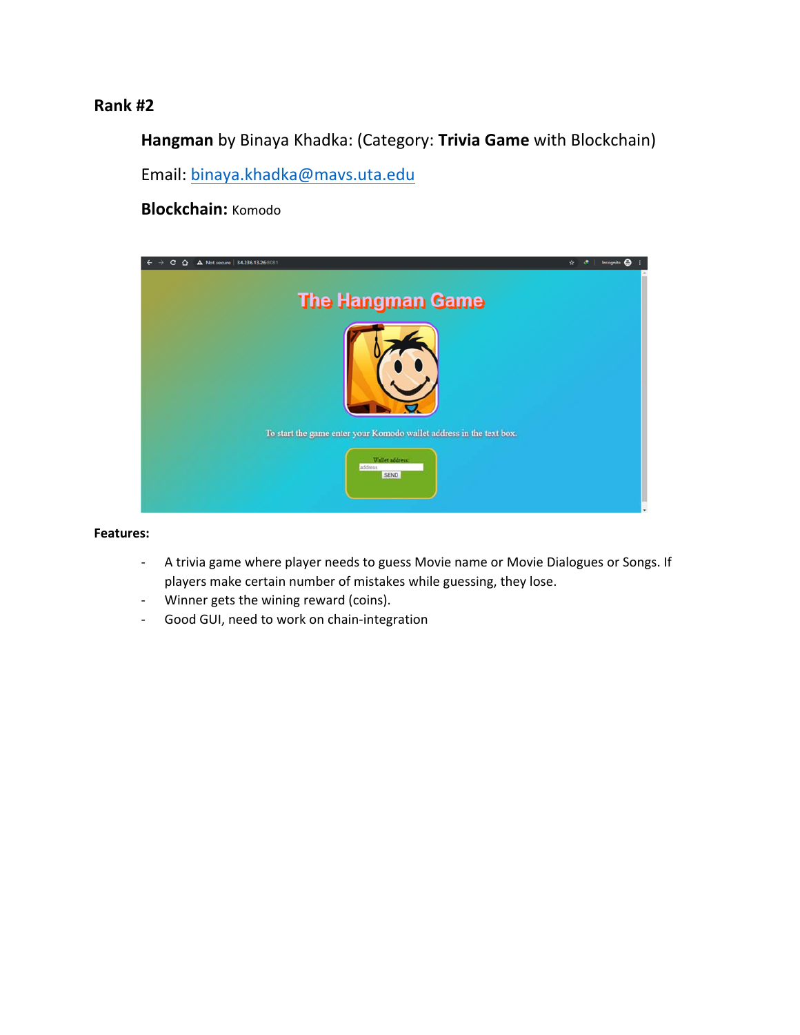## Rank #2

**Hangman** by Binaya Khadka: (Category: **Trivia Game** with Blockchain)

Email: binaya.khadka@mavs.uta.edu

**Blockchain:** Komodo

**Features:**

- A trivia game where player needs to guess Movie name or Movie Dialogues or Songs. If players make certain number of mistakes while guessing, they lose.
- Winner gets the wining reward (coins).
- Good GUI, need to work on chain-integration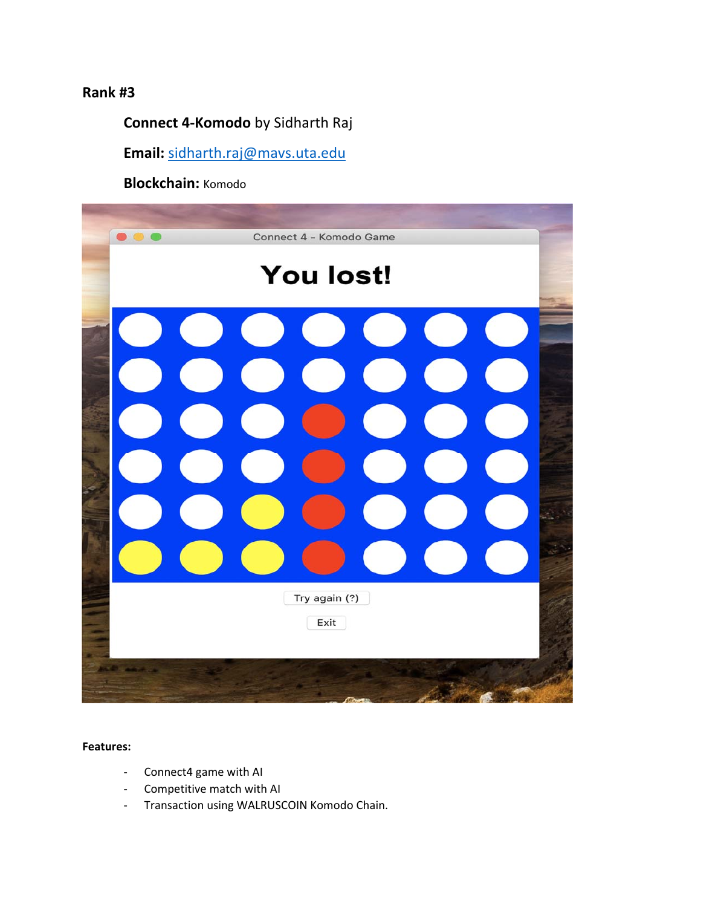**Rank #3**

**Connect 4-Komodo** by Sidharth Raj

**Email:** sidharth.raj@mavs.uta.edu

**Blockchain:** Komodo

**Features:**

- Connect4 game with AI
- Competitive match with AI
- Transaction using WALRUSCOIN Komodo Chain.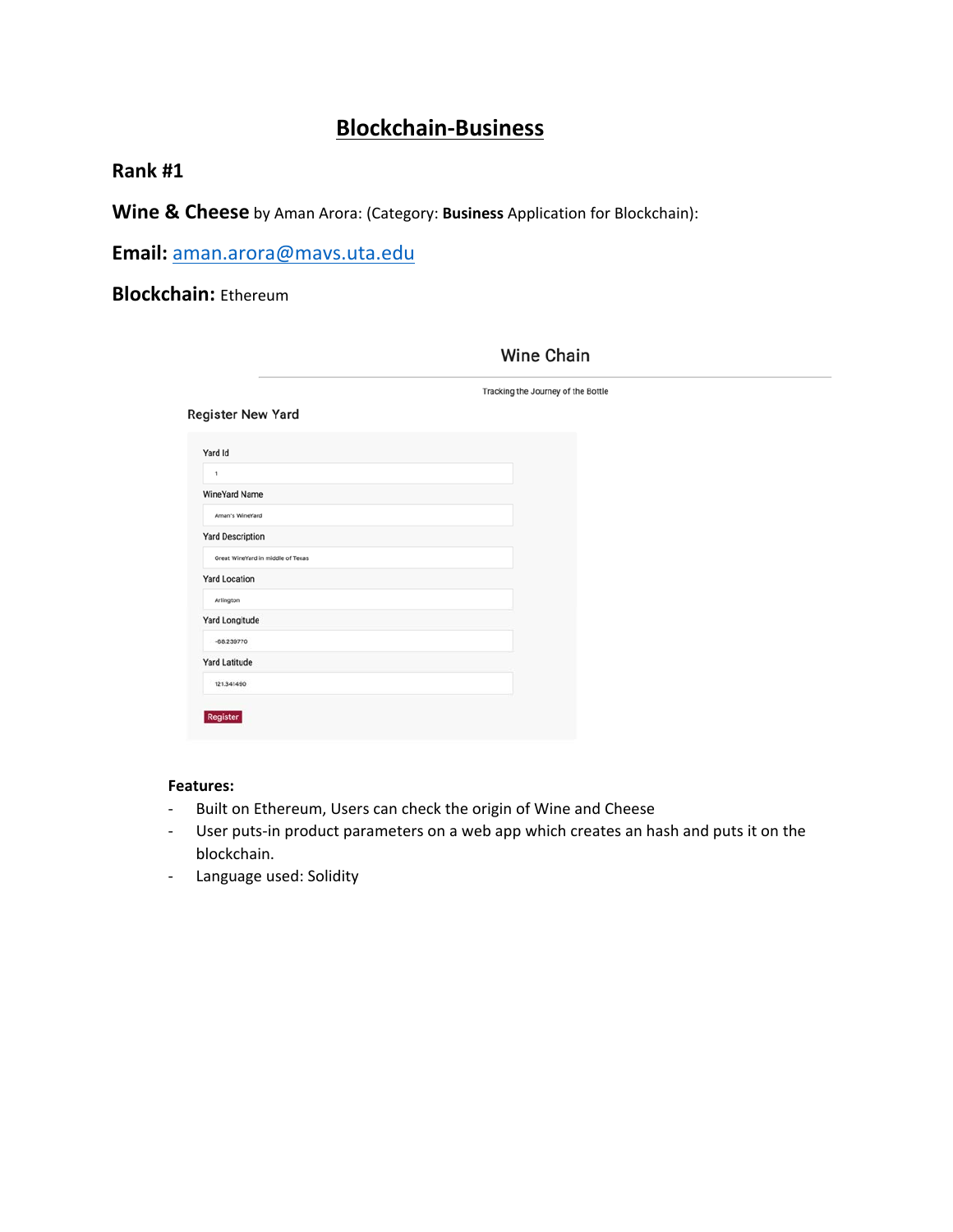# Blockchain-Business

**Rank #1**

**Wine & Cheese** by Aman Arora: (Category: **Business** Application for Blockchain):

**Email:** aman.arora@mavs.uta.edu

**Blockchain:** Ethereum

Wine Chain

Tracking the Journey of the Bottle

Register New Yard

Yard Id

1

WineYard Name

Aman's WineYard

Yard Description

Great WineYard in middle of Texas

Yard Location

Arlington

Yard Longitude

-68.239770

Yard Latitude

121.341490

Register

**Features:**

- Built on Ethereum, Users can check the origin of Wine and Cheese
- User puts-in product parameters on a web app which creates an hash and puts it on the blockchain.
- Language used: Solidity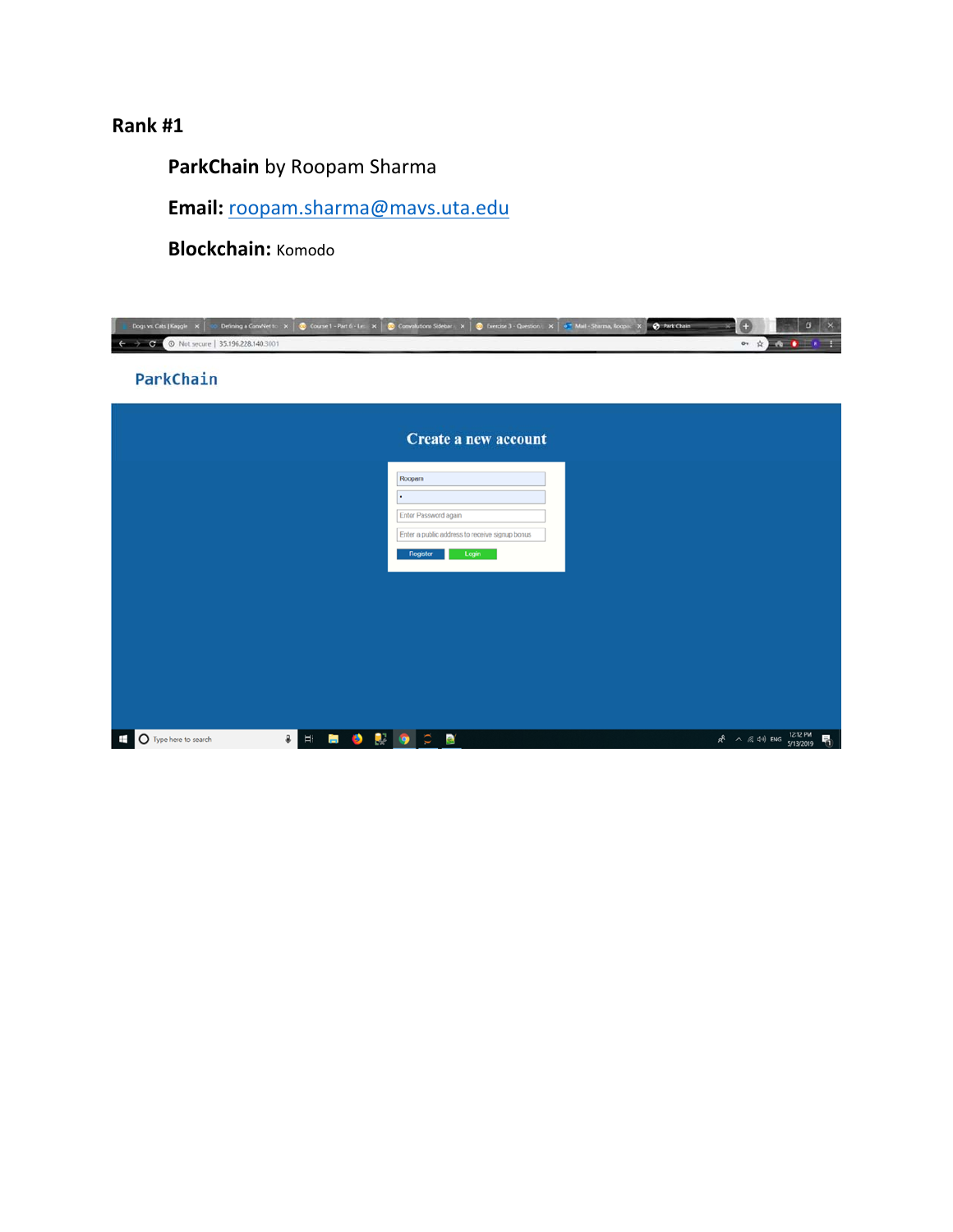**Rank #1**

**ParkChain** by Roopam Sharma

**Email:** roopam.sharma@mavs.uta.edu

**Blockchain:** Komodo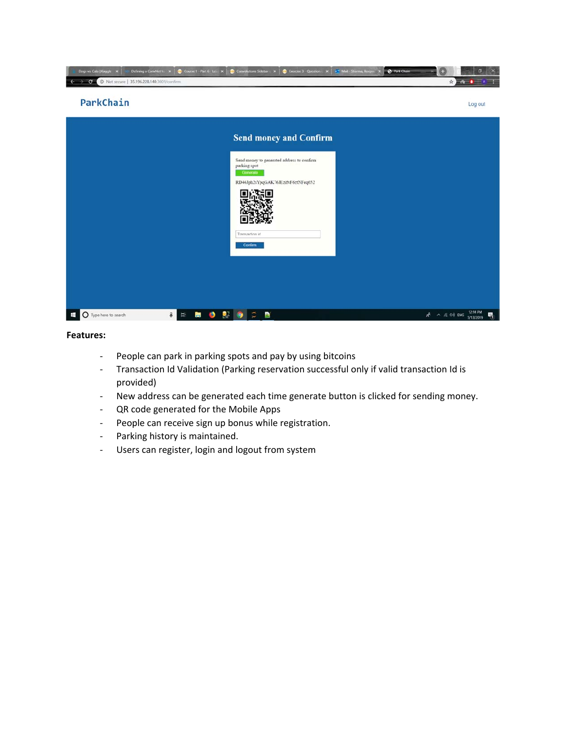**Features:**

- People can park in parking spots and pay by using bitcoins
- Transaction Id Validation (Parking reservation successful only if valid transaction Id is provided)
- New address can be generated each time generate button is clicked for sending money.
- QR code generated for the Mobile Apps
- People can receive sign up bonus while registration.
- Parking history is maintained.
- Users can register, login and logout from system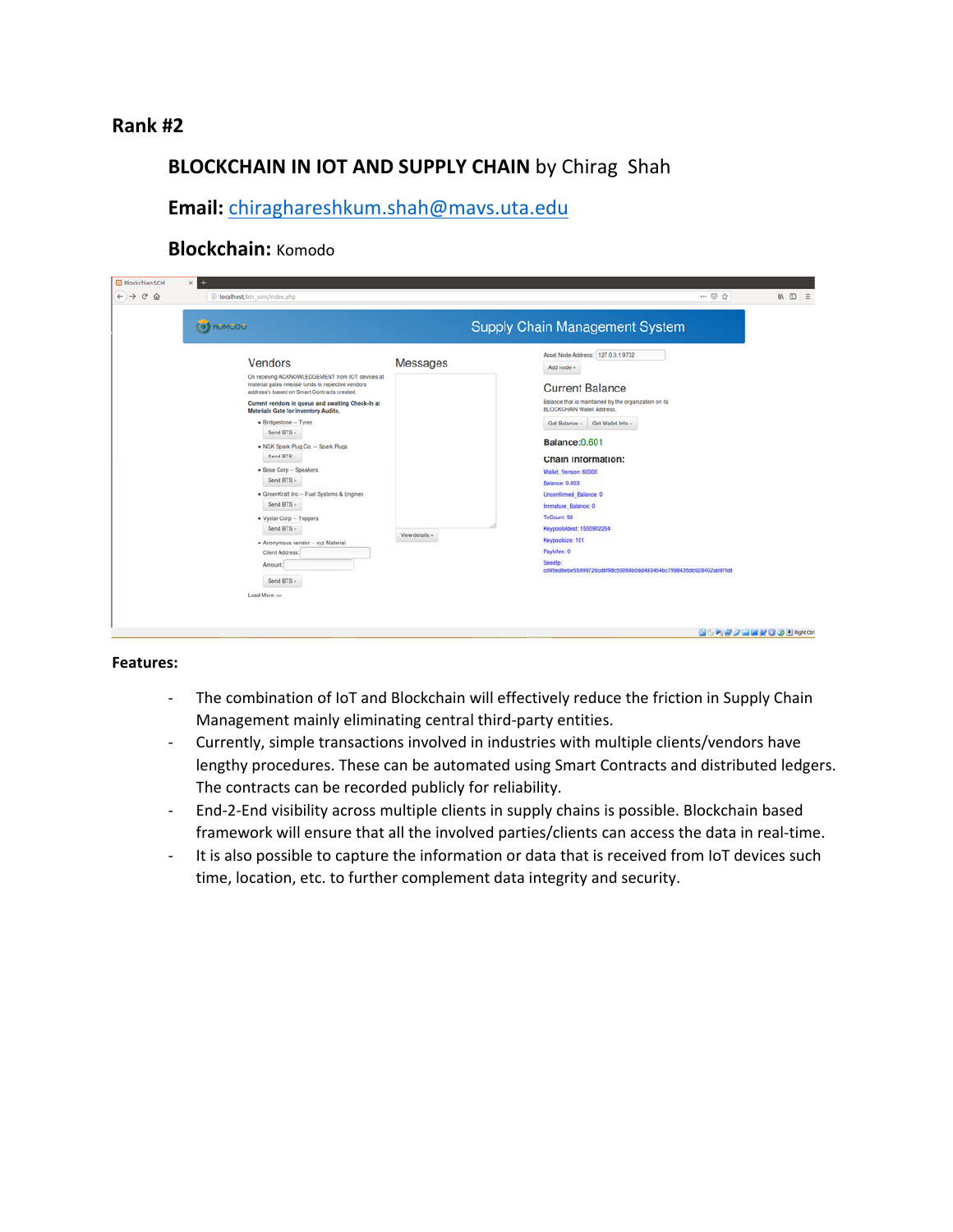**Rank #2**

**BLOCKCHAIN IN IOT AND SUPPLY CHAIN** by Chirag Shah

**Email:** chiraghareshkum.shah@mavs.uta.edu

**Blockchain:** Komodo

**Features:**

- The combination of IoT and Blockchain will effectively reduce the friction in Supply Chain Management mainly eliminating central third-party entities.
- Currently, simple transactions involved in industries with multiple clients/vendors have lengthy procedures. These can be automated using Smart Contracts and distributed ledgers. The contracts can be recorded publicly for reliability.
- End-2-End visibility across multiple clients in supply chains is possible. Blockchain based framework will ensure that all the involved parties/clients can access the data in real-time.
- It is also possible to capture the information or data that is received from IoT devices such time, location, etc. to further complement data integrity and security.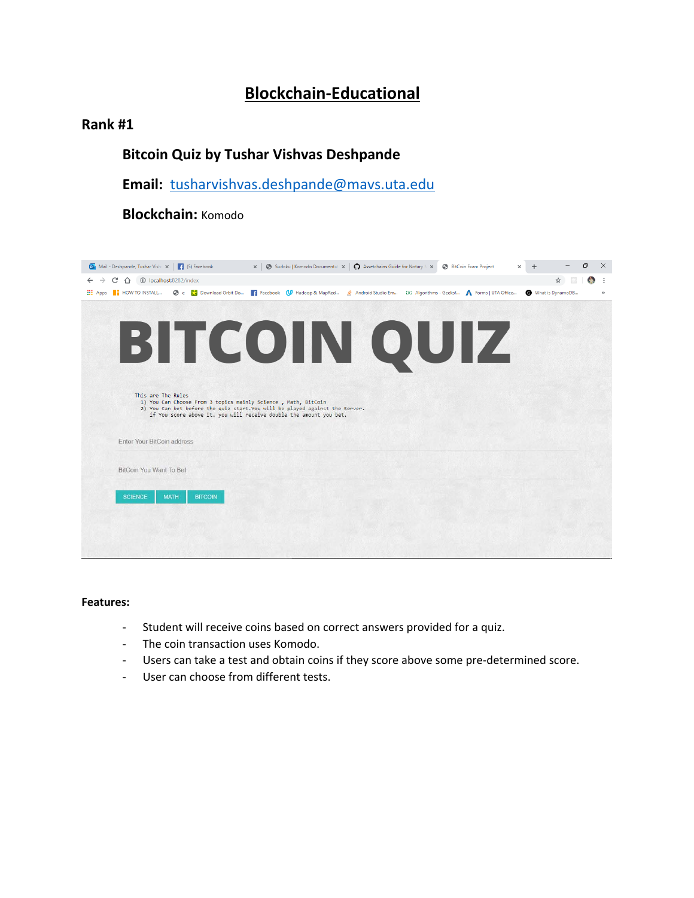# Blockchain-Educational

## Rank #1

### Bitcoin Quiz by Tushar Vishvas Deshpande

**Email:** tusharvishvas.deshpande@mavs.uta.edu

**Blockchain:** Komodo

**Features:**

- Student will receive coins based on correct answers provided for a quiz.
- The coin transaction uses Komodo.
- Users can take a test and obtain coins if they score above some pre-determined score.
- User can choose from different tests.